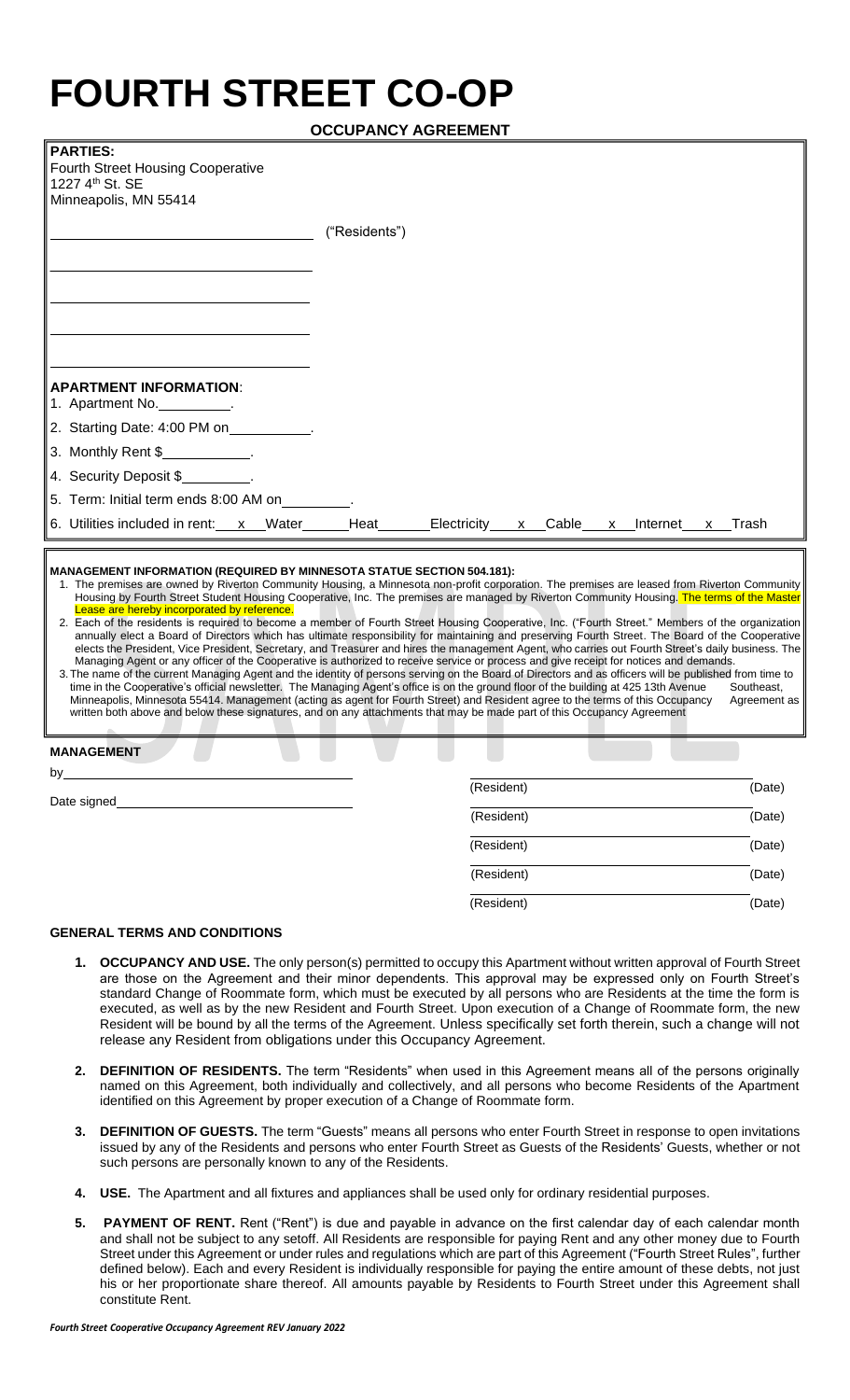# FOURTH STREET CO-OP

**OCCUPANCY AGREEMENT**

**PARTIES:**

Fourth Street Housing Cooperative
1227 4th St. SE
Minneapolis, MN 55414

\_\_\_\_\_\_\_\_\_\_\_\_\_\_\_\_\_\_\_\_\_\_\_\_\_\_\_\_ ("Residents")

\_\_\_\_\_\_\_\_\_\_\_\_\_\_\_\_\_\_\_\_\_\_\_\_\_\_\_\_

\_\_\_\_\_\_\_\_\_\_\_\_\_\_\_\_\_\_\_\_\_\_\_\_\_\_\_\_

\_\_\_\_\_\_\_\_\_\_\_\_\_\_\_\_\_\_\_\_\_\_\_\_\_\_\_\_

\_\_\_\_\_\_\_\_\_\_\_\_\_\_\_\_\_\_\_\_\_\_\_\_\_\_\_\_

**APARTMENT INFORMATION**:

1. Apartment No.\_\_\_\_\_\_\_\_\_\_.
2. Starting Date: 4:00 PM on\_\_\_\_\_\_\_\_\_\_\_.
3. Monthly Rent $\_\_\_\_\_\_\_\_\_\_\_\_.
4. Security Deposit $\_\_\_\_\_\_\_\_\_.
5. Term: Initial term ends 8:00 AM on\_\_\_\_\_\_\_\_\_.
6. Utilities included in rent: \_\_x\_\_Water \_\_\_\_\_\_Heat \_\_\_\_\_\_Electricity \_\_\_x\_\_Cable \_\_x\_\_Internet \_\_x\_\_Trash

**MANAGEMENT INFORMATION (REQUIRED BY MINNESOTA STATUE SECTION 504.181):**

1. The premises are owned by Riverton Community Housing, a Minnesota non-profit corporation. The premises are leased from Riverton Community Housing by Fourth Street Student Housing Cooperative, Inc. The premises are managed by Riverton Community Housing. The terms of the Master Lease are hereby incorporated by reference.
2. Each of the residents is required to become a member of Fourth Street Housing Cooperative, Inc. ("Fourth Street." Members of the organization annually elect a Board of Directors which has ultimate responsibility for maintaining and preserving Fourth Street. The Board of the Cooperative elects the President, Vice President, Secretary, and Treasurer and hires the management Agent, who carries out Fourth Street's daily business. The Managing Agent or any officer of the Cooperative is authorized to receive service or process and give receipt for notices and demands.
3. The name of the current Managing Agent and the identity of persons serving on the Board of Directors and as officers will be published from time to time in the Cooperative's official newsletter. The Managing Agent's office is on the ground floor of the building at 425 13th Avenue Southeast, Minneapolis, Minnesota 55414. Management (acting as agent for Fourth Street) and Resident agree to the terms of this Occupancy Agreement as written both above and below these signatures, and on any attachments that may be made part of this Occupancy Agreement

**MANAGEMENT**

by\_\_\_\_\_\_\_\_\_\_\_\_\_\_\_\_\_\_\_\_\_\_\_\_\_\_\_\_

Date signed\_\_\_\_\_\_\_\_\_\_\_\_\_\_\_\_\_\_\_\_\_\_

\_\_\_\_\_\_\_\_\_\_\_\_\_\_\_\_\_\_\_\_\_\_\_\_\_\_\_\_
(Resident) (Date)

\_\_\_\_\_\_\_\_\_\_\_\_\_\_\_\_\_\_\_\_\_\_\_\_\_\_\_\_
(Resident) (Date)

\_\_\_\_\_\_\_\_\_\_\_\_\_\_\_\_\_\_\_\_\_\_\_\_\_\_\_\_
(Resident) (Date)

\_\_\_\_\_\_\_\_\_\_\_\_\_\_\_\_\_\_\_\_\_\_\_\_\_\_\_\_
(Resident) (Date)

\_\_\_\_\_\_\_\_\_\_\_\_\_\_\_\_\_\_\_\_\_\_\_\_\_\_\_\_
(Resident) (Date)

## GENERAL TERMS AND CONDITIONS

1. **OCCUPANCY AND USE.** The only person(s) permitted to occupy this Apartment without written approval of Fourth Street are those on the Agreement and their minor dependents. This approval may be expressed only on Fourth Street's standard Change of Roommate form, which must be executed by all persons who are Residents at the time the form is executed, as well as by the new Resident and Fourth Street. Upon execution of a Change of Roommate form, the new Resident will be bound by all the terms of the Agreement. Unless specifically set forth therein, such a change will not release any Resident from obligations under this Occupancy Agreement.

2. **DEFINITION OF RESIDENTS.** The term "Residents" when used in this Agreement means all of the persons originally named on this Agreement, both individually and collectively, and all persons who become Residents of the Apartment identified on this Agreement by proper execution of a Change of Roommate form.

3. **DEFINITION OF GUESTS.** The term "Guests" means all persons who enter Fourth Street in response to open invitations issued by any of the Residents and persons who enter Fourth Street as Guests of the Residents' Guests, whether or not such persons are personally known to any of the Residents.

4. **USE.** The Apartment and all fixtures and appliances shall be used only for ordinary residential purposes.

5. **PAYMENT OF RENT.** Rent ("Rent") is due and payable in advance on the first calendar day of each calendar month and shall not be subject to any setoff. All Residents are responsible for paying Rent and any other money due to Fourth Street under this Agreement or under rules and regulations which are part of this Agreement ("Fourth Street Rules", further defined below). Each and every Resident is individually responsible for paying the entire amount of these debts, not just his or her proportionate share thereof. All amounts payable by Residents to Fourth Street under this Agreement shall constitute Rent.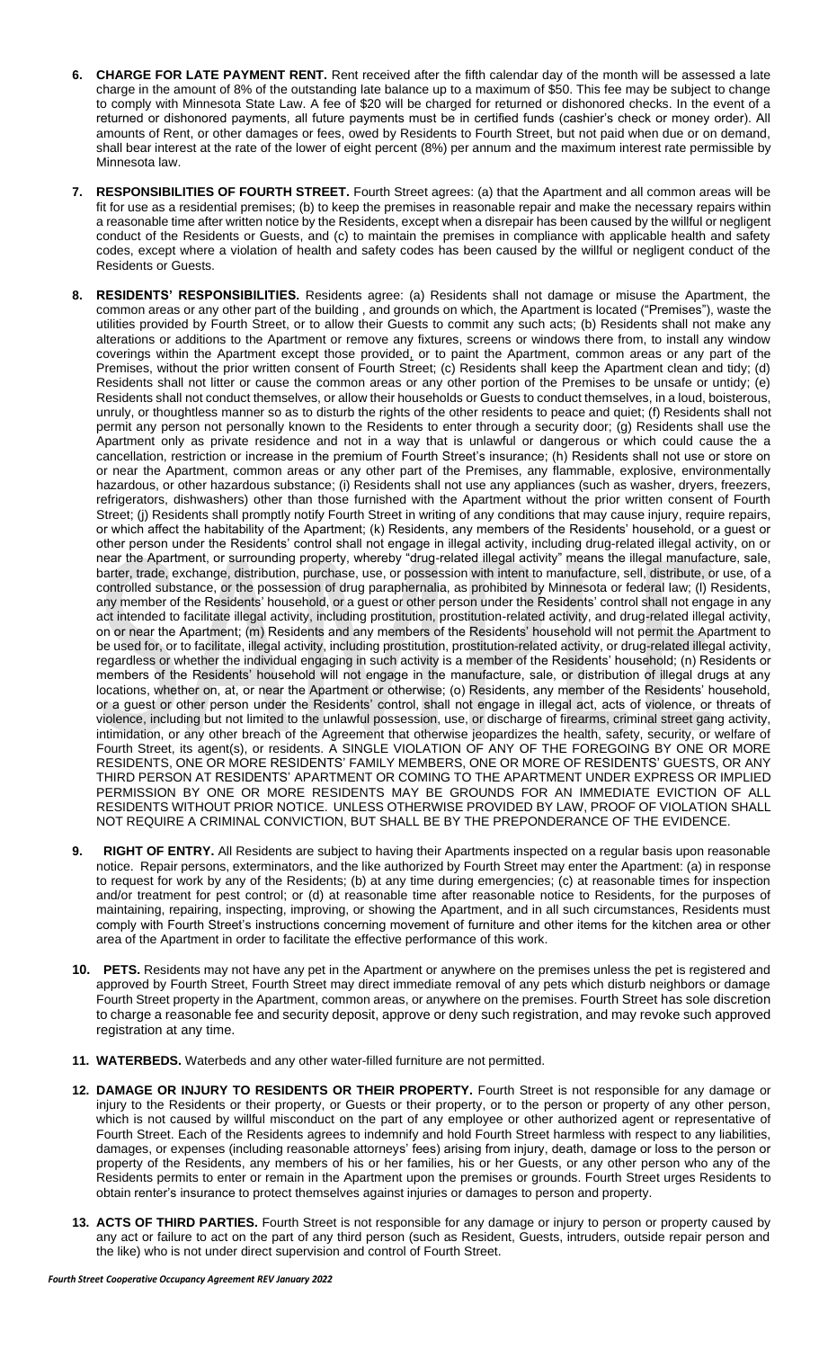6. **CHARGE FOR LATE PAYMENT RENT.** Rent received after the fifth calendar day of the month will be assessed a late charge in the amount of 8% of the outstanding late balance up to a maximum of $50. This fee may be subject to change to comply with Minnesota State Law. A fee of $20 will be charged for returned or dishonored checks. In the event of a returned or dishonored payments, all future payments must be in certified funds (cashier's check or money order). All amounts of Rent, or other damages or fees, owed by Residents to Fourth Street, but not paid when due or on demand, shall bear interest at the rate of the lower of eight percent (8%) per annum and the maximum interest rate permissible by Minnesota law.

7. **RESPONSIBILITIES OF FOURTH STREET.** Fourth Street agrees: (a) that the Apartment and all common areas will be fit for use as a residential premises; (b) to keep the premises in reasonable repair and make the necessary repairs within a reasonable time after written notice by the Residents, except when a disrepair has been caused by the willful or negligent conduct of the Residents or Guests, and (c) to maintain the premises in compliance with applicable health and safety codes, except where a violation of health and safety codes has been caused by the willful or negligent conduct of the Residents or Guests.

8. **RESIDENTS' RESPONSIBILITIES.** Residents agree: (a) Residents shall not damage or misuse the Apartment, the common areas or any other part of the building , and grounds on which, the Apartment is located ("Premises"), waste the utilities provided by Fourth Street, or to allow their Guests to commit any such acts; (b) Residents shall not make any alterations or additions to the Apartment or remove any fixtures, screens or windows there from, to install any window coverings within the Apartment except those provided, or to paint the Apartment, common areas or any part of the Premises, without the prior written consent of Fourth Street; (c) Residents shall keep the Apartment clean and tidy; (d) Residents shall not litter or cause the common areas or any other portion of the Premises to be unsafe or untidy; (e) Residents shall not conduct themselves, or allow their households or Guests to conduct themselves, in a loud, boisterous, unruly, or thoughtless manner so as to disturb the rights of the other residents to peace and quiet; (f) Residents shall not permit any person not personally known to the Residents to enter through a security door; (g) Residents shall use the Apartment only as private residence and not in a way that is unlawful or dangerous or which could cause the a cancellation, restriction or increase in the premium of Fourth Street's insurance; (h) Residents shall not use or store on or near the Apartment, common areas or any other part of the Premises, any flammable, explosive, environmentally hazardous, or other hazardous substance; (i) Residents shall not use any appliances (such as washer, dryers, freezers, refrigerators, dishwashers) other than those furnished with the Apartment without the prior written consent of Fourth Street; (j) Residents shall promptly notify Fourth Street in writing of any conditions that may cause injury, require repairs, or which affect the habitability of the Apartment; (k) Residents, any members of the Residents' household, or a guest or other person under the Residents' control shall not engage in illegal activity, including drug-related illegal activity, on or near the Apartment, or surrounding property, whereby "drug-related illegal activity" means the illegal manufacture, sale, barter, trade, exchange, distribution, purchase, use, or possession with intent to manufacture, sell, distribute, or use, of a controlled substance, or the possession of drug paraphernalia, as prohibited by Minnesota or federal law; (l) Residents, any member of the Residents' household, or a guest or other person under the Residents' control shall not engage in any act intended to facilitate illegal activity, including prostitution, prostitution-related activity, and drug-related illegal activity, on or near the Apartment; (m) Residents and any members of the Residents' household will not permit the Apartment to be used for, or to facilitate, illegal activity, including prostitution, prostitution-related activity, or drug-related illegal activity, regardless or whether the individual engaging in such activity is a member of the Residents' household; (n) Residents or members of the Residents' household will not engage in the manufacture, sale, or distribution of illegal drugs at any locations, whether on, at, or near the Apartment or otherwise; (o) Residents, any member of the Residents' household, or a guest or other person under the Residents' control, shall not engage in illegal act, acts of violence, or threats of violence, including but not limited to the unlawful possession, use, or discharge of firearms, criminal street gang activity, intimidation, or any other breach of the Agreement that otherwise jeopardizes the health, safety, security, or welfare of Fourth Street, its agent(s), or residents. A SINGLE VIOLATION OF ANY OF THE FOREGOING BY ONE OR MORE RESIDENTS, ONE OR MORE RESIDENTS' FAMILY MEMBERS, ONE OR MORE OF RESIDENTS' GUESTS, OR ANY THIRD PERSON AT RESIDENTS' APARTMENT OR COMING TO THE APARTMENT UNDER EXPRESS OR IMPLIED PERMISSION BY ONE OR MORE RESIDENTS MAY BE GROUNDS FOR AN IMMEDIATE EVICTION OF ALL RESIDENTS WITHOUT PRIOR NOTICE. UNLESS OTHERWISE PROVIDED BY LAW, PROOF OF VIOLATION SHALL NOT REQUIRE A CRIMINAL CONVICTION, BUT SHALL BE BY THE PREPONDERANCE OF THE EVIDENCE.

9. **RIGHT OF ENTRY.** All Residents are subject to having their Apartments inspected on a regular basis upon reasonable notice. Repair persons, exterminators, and the like authorized by Fourth Street may enter the Apartment: (a) in response to request for work by any of the Residents; (b) at any time during emergencies; (c) at reasonable times for inspection and/or treatment for pest control; or (d) at reasonable time after reasonable notice to Residents, for the purposes of maintaining, repairing, inspecting, improving, or showing the Apartment, and in all such circumstances, Residents must comply with Fourth Street's instructions concerning movement of furniture and other items for the kitchen area or other area of the Apartment in order to facilitate the effective performance of this work.

10. **PETS.** Residents may not have any pet in the Apartment or anywhere on the premises unless the pet is registered and approved by Fourth Street, Fourth Street may direct immediate removal of any pets which disturb neighbors or damage Fourth Street property in the Apartment, common areas, or anywhere on the premises. Fourth Street has sole discretion to charge a reasonable fee and security deposit, approve or deny such registration, and may revoke such approved registration at any time.

11. **WATERBEDS.** Waterbeds and any other water-filled furniture are not permitted.

12. **DAMAGE OR INJURY TO RESIDENTS OR THEIR PROPERTY.** Fourth Street is not responsible for any damage or injury to the Residents or their property, or Guests or their property, or to the person or property of any other person, which is not caused by willful misconduct on the part of any employee or other authorized agent or representative of Fourth Street. Each of the Residents agrees to indemnify and hold Fourth Street harmless with respect to any liabilities, damages, or expenses (including reasonable attorneys' fees) arising from injury, death, damage or loss to the person or property of the Residents, any members of his or her families, his or her Guests, or any other person who any of the Residents permits to enter or remain in the Apartment upon the premises or grounds. Fourth Street urges Residents to obtain renter's insurance to protect themselves against injuries or damages to person and property.

13. **ACTS OF THIRD PARTIES.** Fourth Street is not responsible for any damage or injury to person or property caused by any act or failure to act on the part of any third person (such as Resident, Guests, intruders, outside repair person and the like) who is not under direct supervision and control of Fourth Street.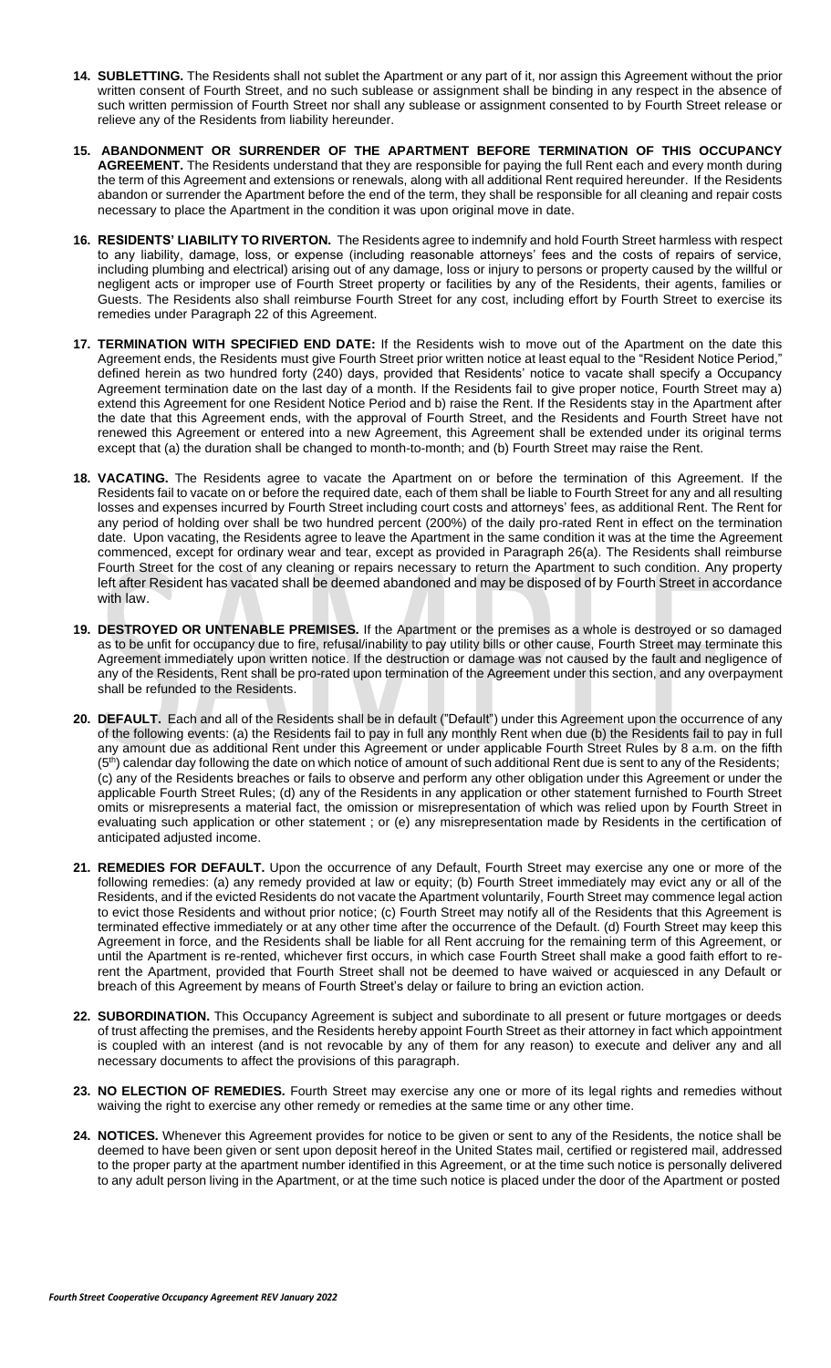14. **SUBLETTING.** The Residents shall not sublet the Apartment or any part of it, nor assign this Agreement without the prior written consent of Fourth Street, and no such sublease or assignment shall be binding in any respect in the absence of such written permission of Fourth Street nor shall any sublease or assignment consented to by Fourth Street release or relieve any of the Residents from liability hereunder.

15. **ABANDONMENT OR SURRENDER OF THE APARTMENT BEFORE TERMINATION OF THIS OCCUPANCY AGREEMENT.** The Residents understand that they are responsible for paying the full Rent each and every month during the term of this Agreement and extensions or renewals, along with all additional Rent required hereunder. If the Residents abandon or surrender the Apartment before the end of the term, they shall be responsible for all cleaning and repair costs necessary to place the Apartment in the condition it was upon original move in date.

16. **RESIDENTS' LIABILITY TO RIVERTON.** The Residents agree to indemnify and hold Fourth Street harmless with respect to any liability, damage, loss, or expense (including reasonable attorneys' fees and the costs of repairs of service, including plumbing and electrical) arising out of any damage, loss or injury to persons or property caused by the willful or negligent acts or improper use of Fourth Street property or facilities by any of the Residents, their agents, families or Guests. The Residents also shall reimburse Fourth Street for any cost, including effort by Fourth Street to exercise its remedies under Paragraph 22 of this Agreement.

17. **TERMINATION WITH SPECIFIED END DATE:** If the Residents wish to move out of the Apartment on the date this Agreement ends, the Residents must give Fourth Street prior written notice at least equal to the "Resident Notice Period," defined herein as two hundred forty (240) days, provided that Residents' notice to vacate shall specify a Occupancy Agreement termination date on the last day of a month. If the Residents fail to give proper notice, Fourth Street may a) extend this Agreement for one Resident Notice Period and b) raise the Rent. If the Residents stay in the Apartment after the date that this Agreement ends, with the approval of Fourth Street, and the Residents and Fourth Street have not renewed this Agreement or entered into a new Agreement, this Agreement shall be extended under its original terms except that (a) the duration shall be changed to month-to-month; and (b) Fourth Street may raise the Rent.

18. **VACATING.** The Residents agree to vacate the Apartment on or before the termination of this Agreement. If the Residents fail to vacate on or before the required date, each of them shall be liable to Fourth Street for any and all resulting losses and expenses incurred by Fourth Street including court costs and attorneys' fees, as additional Rent. The Rent for any period of holding over shall be two hundred percent (200%) of the daily pro-rated Rent in effect on the termination date. Upon vacating, the Residents agree to leave the Apartment in the same condition it was at the time the Agreement commenced, except for ordinary wear and tear, except as provided in Paragraph 26(a). The Residents shall reimburse Fourth Street for the cost of any cleaning or repairs necessary to return the Apartment to such condition. Any property left after Resident has vacated shall be deemed abandoned and may be disposed of by Fourth Street in accordance with law.

19. **DESTROYED OR UNTENABLE PREMISES.** If the Apartment or the premises as a whole is destroyed or so damaged as to be unfit for occupancy due to fire, refusal/inability to pay utility bills or other cause, Fourth Street may terminate this Agreement immediately upon written notice. If the destruction or damage was not caused by the fault and negligence of any of the Residents, Rent shall be pro-rated upon termination of the Agreement under this section, and any overpayment shall be refunded to the Residents.

20. **DEFAULT.** Each and all of the Residents shall be in default ("Default") under this Agreement upon the occurrence of any of the following events: (a) the Residents fail to pay in full any monthly Rent when due (b) the Residents fail to pay in full any amount due as additional Rent under this Agreement or under applicable Fourth Street Rules by 8 a.m. on the fifth (5th) calendar day following the date on which notice of amount of such additional Rent due is sent to any of the Residents; (c) any of the Residents breaches or fails to observe and perform any other obligation under this Agreement or under the applicable Fourth Street Rules; (d) any of the Residents in any application or other statement furnished to Fourth Street omits or misrepresents a material fact, the omission or misrepresentation of which was relied upon by Fourth Street in evaluating such application or other statement ; or (e) any misrepresentation made by Residents in the certification of anticipated adjusted income.

21. **REMEDIES FOR DEFAULT.** Upon the occurrence of any Default, Fourth Street may exercise any one or more of the following remedies: (a) any remedy provided at law or equity; (b) Fourth Street immediately may evict any or all of the Residents, and if the evicted Residents do not vacate the Apartment voluntarily, Fourth Street may commence legal action to evict those Residents and without prior notice; (c) Fourth Street may notify all of the Residents that this Agreement is terminated effective immediately or at any other time after the occurrence of the Default. (d) Fourth Street may keep this Agreement in force, and the Residents shall be liable for all Rent accruing for the remaining term of this Agreement, or until the Apartment is re-rented, whichever first occurs, in which case Fourth Street shall make a good faith effort to re-rent the Apartment, provided that Fourth Street shall not be deemed to have waived or acquiesced in any Default or breach of this Agreement by means of Fourth Street's delay or failure to bring an eviction action.

22. **SUBORDINATION.** This Occupancy Agreement is subject and subordinate to all present or future mortgages or deeds of trust affecting the premises, and the Residents hereby appoint Fourth Street as their attorney in fact which appointment is coupled with an interest (and is not revocable by any of them for any reason) to execute and deliver any and all necessary documents to affect the provisions of this paragraph.

23. **NO ELECTION OF REMEDIES.** Fourth Street may exercise any one or more of its legal rights and remedies without waiving the right to exercise any other remedy or remedies at the same time or any other time.

24. **NOTICES.** Whenever this Agreement provides for notice to be given or sent to any of the Residents, the notice shall be deemed to have been given or sent upon deposit hereof in the United States mail, certified or registered mail, addressed to the proper party at the apartment number identified in this Agreement, or at the time such notice is personally delivered to any adult person living in the Apartment, or at the time such notice is placed under the door of the Apartment or posted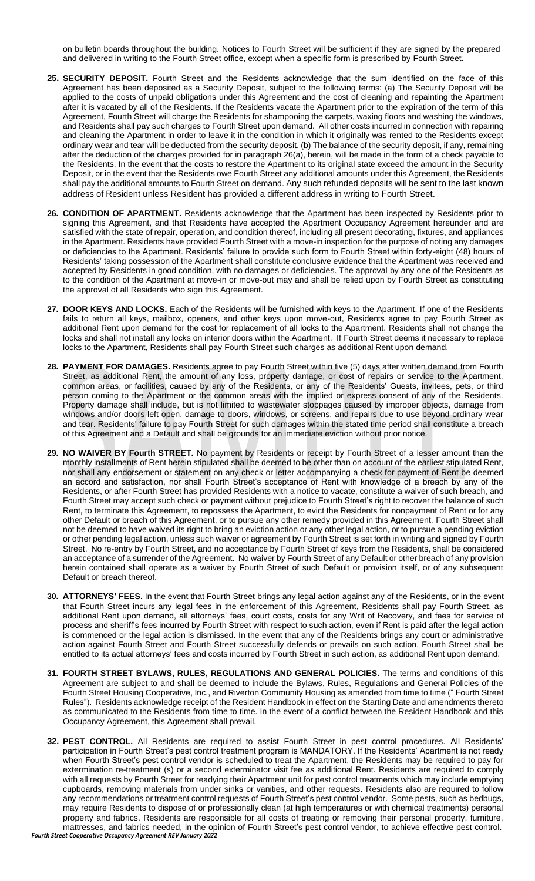on bulletin boards throughout the building. Notices to Fourth Street will be sufficient if they are signed by the prepared and delivered in writing to the Fourth Street office, except when a specific form is prescribed by Fourth Street.

25. **SECURITY DEPOSIT.** Fourth Street and the Residents acknowledge that the sum identified on the face of this Agreement has been deposited as a Security Deposit, subject to the following terms: (a) The Security Deposit will be applied to the costs of unpaid obligations under this Agreement and the cost of cleaning and repainting the Apartment after it is vacated by all of the Residents. If the Residents vacate the Apartment prior to the expiration of the term of this Agreement, Fourth Street will charge the Residents for shampooing the carpets, waxing floors and washing the windows, and Residents shall pay such charges to Fourth Street upon demand. All other costs incurred in connection with repairing and cleaning the Apartment in order to leave it in the condition in which it originally was rented to the Residents except ordinary wear and tear will be deducted from the security deposit. (b) The balance of the security deposit, if any, remaining after the deduction of the charges provided for in paragraph 26(a), herein, will be made in the form of a check payable to the Residents. In the event that the costs to restore the Apartment to its original state exceed the amount in the Security Deposit, or in the event that the Residents owe Fourth Street any additional amounts under this Agreement, the Residents shall pay the additional amounts to Fourth Street on demand. Any such refunded deposits will be sent to the last known address of Resident unless Resident has provided a different address in writing to Fourth Street.

26. **CONDITION OF APARTMENT.** Residents acknowledge that the Apartment has been inspected by Residents prior to signing this Agreement, and that Residents have accepted the Apartment Occupancy Agreement hereunder and are satisfied with the state of repair, operation, and condition thereof, including all present decorating, fixtures, and appliances in the Apartment. Residents have provided Fourth Street with a move-in inspection for the purpose of noting any damages or deficiencies to the Apartment. Residents' failure to provide such form to Fourth Street within forty-eight (48) hours of Residents' taking possession of the Apartment shall constitute conclusive evidence that the Apartment was received and accepted by Residents in good condition, with no damages or deficiencies. The approval by any one of the Residents as to the condition of the Apartment at move-in or move-out may and shall be relied upon by Fourth Street as constituting the approval of all Residents who sign this Agreement.

27. **DOOR KEYS AND LOCKS.** Each of the Residents will be furnished with keys to the Apartment. If one of the Residents fails to return all keys, mailbox, openers, and other keys upon move-out, Residents agree to pay Fourth Street as additional Rent upon demand for the cost for replacement of all locks to the Apartment. Residents shall not change the locks and shall not install any locks on interior doors within the Apartment. If Fourth Street deems it necessary to replace locks to the Apartment, Residents shall pay Fourth Street such charges as additional Rent upon demand.

28. **PAYMENT FOR DAMAGES.** Residents agree to pay Fourth Street within five (5) days after written demand from Fourth Street, as additional Rent, the amount of any loss, property damage, or cost of repairs or service to the Apartment, common areas, or facilities, caused by any of the Residents, or any of the Residents' Guests, invitees, pets, or third person coming to the Apartment or the common areas with the implied or express consent of any of the Residents. Property damage shall include, but is not limited to wastewater stoppages caused by improper objects, damage from windows and/or doors left open, damage to doors, windows, or screens, and repairs due to use beyond ordinary wear and tear. Residents' failure to pay Fourth Street for such damages within the stated time period shall constitute a breach of this Agreement and a Default and shall be grounds for an immediate eviction without prior notice.

29. **NO WAIVER BY Fourth STREET.** No payment by Residents or receipt by Fourth Street of a lesser amount than the monthly installments of Rent herein stipulated shall be deemed to be other than on account of the earliest stipulated Rent, nor shall any endorsement or statement on any check or letter accompanying a check for payment of Rent be deemed an accord and satisfaction, nor shall Fourth Street's acceptance of Rent with knowledge of a breach by any of the Residents, or after Fourth Street has provided Residents with a notice to vacate, constitute a waiver of such breach, and Fourth Street may accept such check or payment without prejudice to Fourth Street's right to recover the balance of such Rent, to terminate this Agreement, to repossess the Apartment, to evict the Residents for nonpayment of Rent or for any other Default or breach of this Agreement, or to pursue any other remedy provided in this Agreement. Fourth Street shall not be deemed to have waived its right to bring an eviction action or any other legal action, or to pursue a pending eviction or other pending legal action, unless such waiver or agreement by Fourth Street is set forth in writing and signed by Fourth Street. No re-entry by Fourth Street, and no acceptance by Fourth Street of keys from the Residents, shall be considered an acceptance of a surrender of the Agreement. No waiver by Fourth Street of any Default or other breach of any provision herein contained shall operate as a waiver by Fourth Street of such Default or provision itself, or of any subsequent Default or breach thereof.

30. **ATTORNEYS' FEES.** In the event that Fourth Street brings any legal action against any of the Residents, or in the event that Fourth Street incurs any legal fees in the enforcement of this Agreement, Residents shall pay Fourth Street, as additional Rent upon demand, all attorneys' fees, court costs, costs for any Writ of Recovery, and fees for service of process and sheriff's fees incurred by Fourth Street with respect to such action, even if Rent is paid after the legal action is commenced or the legal action is dismissed. In the event that any of the Residents brings any court or administrative action against Fourth Street and Fourth Street successfully defends or prevails on such action, Fourth Street shall be entitled to its actual attorneys' fees and costs incurred by Fourth Street in such action, as additional Rent upon demand.

31. **FOURTH STREET BYLAWS, RULES, REGULATIONS AND GENERAL POLICIES.** The terms and conditions of this Agreement are subject to and shall be deemed to include the Bylaws, Rules, Regulations and General Policies of the Fourth Street Housing Cooperative, Inc., and Riverton Community Housing as amended from time to time (" Fourth Street Rules"). Residents acknowledge receipt of the Resident Handbook in effect on the Starting Date and amendments thereto as communicated to the Residents from time to time. In the event of a conflict between the Resident Handbook and this Occupancy Agreement, this Agreement shall prevail.

32. **PEST CONTROL.** All Residents are required to assist Fourth Street in pest control procedures. All Residents' participation in Fourth Street's pest control treatment program is MANDATORY. If the Residents' Apartment is not ready when Fourth Street's pest control vendor is scheduled to treat the Apartment, the Residents may be required to pay for extermination re-treatment (s) or a second exterminator visit fee as additional Rent. Residents are required to comply with all requests by Fourth Street for readying their Apartment unit for pest control treatments which may include emptying cupboards, removing materials from under sinks or vanities, and other requests. Residents also are required to follow any recommendations or treatment control requests of Fourth Street's pest control vendor. Some pests, such as bedbugs, may require Residents to dispose of or professionally clean (at high temperatures or with chemical treatments) personal property and fabrics. Residents are responsible for all costs of treating or removing their personal property, furniture, mattresses, and fabrics needed, in the opinion of Fourth Street's pest control vendor, to achieve effective pest control.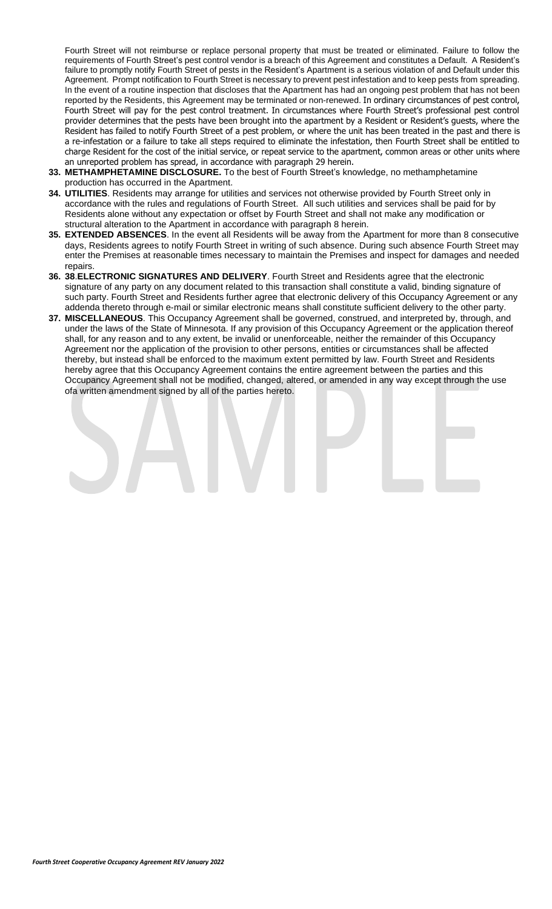Fourth Street will not reimburse or replace personal property that must be treated or eliminated. Failure to follow the requirements of Fourth Street's pest control vendor is a breach of this Agreement and constitutes a Default. A Resident's failure to promptly notify Fourth Street of pests in the Resident's Apartment is a serious violation of and Default under this Agreement. Prompt notification to Fourth Street is necessary to prevent pest infestation and to keep pests from spreading. In the event of a routine inspection that discloses that the Apartment has had an ongoing pest problem that has not been reported by the Residents, this Agreement may be terminated or non-renewed. In ordinary circumstances of pest control, Fourth Street will pay for the pest control treatment. In circumstances where Fourth Street's professional pest control provider determines that the pests have been brought into the apartment by a Resident or Resident's guests, where the Resident has failed to notify Fourth Street of a pest problem, or where the unit has been treated in the past and there is a re-infestation or a failure to take all steps required to eliminate the infestation, then Fourth Street shall be entitled to charge Resident for the cost of the initial service, or repeat service to the apartment, common areas or other units where an unreported problem has spread, in accordance with paragraph 29 herein.

33. **METHAMPHETAMINE DISCLOSURE.** To the best of Fourth Street's knowledge, no methamphetamine production has occurred in the Apartment.
34. **UTILITIES**. Residents may arrange for utilities and services not otherwise provided by Fourth Street only in accordance with the rules and regulations of Fourth Street. All such utilities and services shall be paid for by Residents alone without any expectation or offset by Fourth Street and shall not make any modification or structural alteration to the Apartment in accordance with paragraph 8 herein.
35. **EXTENDED ABSENCES**. In the event all Residents will be away from the Apartment for more than 8 consecutive days, Residents agrees to notify Fourth Street in writing of such absence. During such absence Fourth Street may enter the Premises at reasonable times necessary to maintain the Premises and inspect for damages and needed repairs.
36. **38**.**ELECTRONIC SIGNATURES AND DELIVERY**. Fourth Street and Residents agree that the electronic signature of any party on any document related to this transaction shall constitute a valid, binding signature of such party. Fourth Street and Residents further agree that electronic delivery of this Occupancy Agreement or any addenda thereto through e-mail or similar electronic means shall constitute sufficient delivery to the other party.
37. **MISCELLANEOUS**. This Occupancy Agreement shall be governed, construed, and interpreted by, through, and under the laws of the State of Minnesota. If any provision of this Occupancy Agreement or the application thereof shall, for any reason and to any extent, be invalid or unenforceable, neither the remainder of this Occupancy Agreement nor the application of the provision to other persons, entities or circumstances shall be affected thereby, but instead shall be enforced to the maximum extent permitted by law. Fourth Street and Residents hereby agree that this Occupancy Agreement contains the entire agreement between the parties and this Occupancy Agreement shall not be modified, changed, altered, or amended in any way except through the use ofa written amendment signed by all of the parties hereto.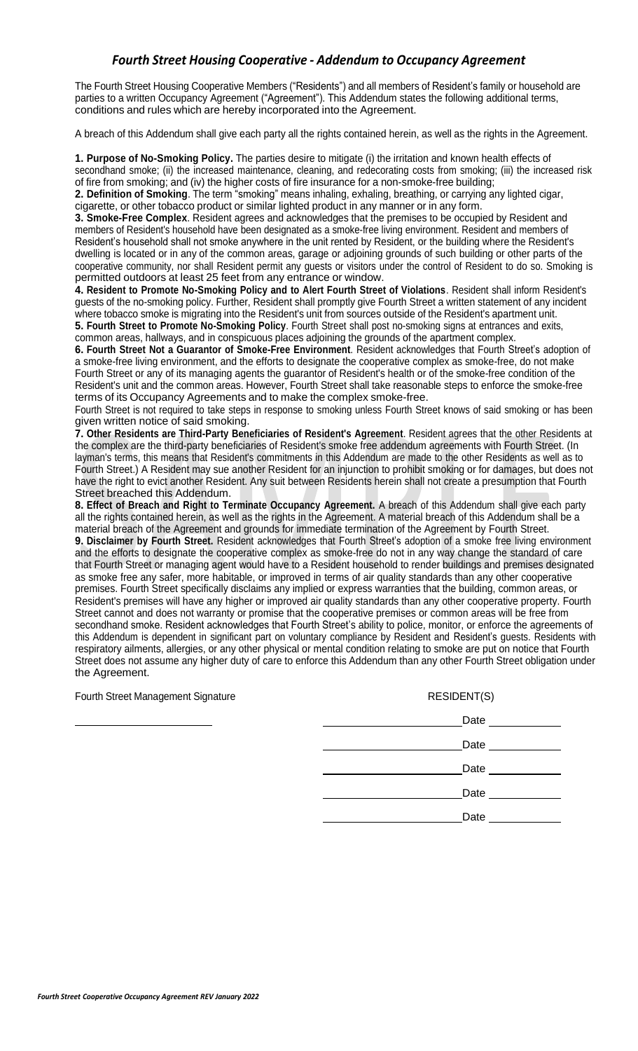## *Fourth Street Housing Cooperative - Addendum to Occupancy Agreement*

The Fourth Street Housing Cooperative Members ("Residents") and all members of Resident's family or household are parties to a written Occupancy Agreement ("Agreement"). This Addendum states the following additional terms, conditions and rules which are hereby incorporated into the Agreement.

A breach of this Addendum shall give each party all the rights contained herein, as well as the rights in the Agreement.

**1. Purpose of No-Smoking Policy.** The parties desire to mitigate (i) the irritation and known health effects of secondhand smoke; (ii) the increased maintenance, cleaning, and redecorating costs from smoking; (iii) the increased risk of fire from smoking; and (iv) the higher costs of fire insurance for a non-smoke-free building;

**2. Definition of Smoking**. The term "smoking" means inhaling, exhaling, breathing, or carrying any lighted cigar, cigarette, or other tobacco product or similar lighted product in any manner or in any form.

**3. Smoke-Free Complex**. Resident agrees and acknowledges that the premises to be occupied by Resident and members of Resident's household have been designated as a smoke-free living environment. Resident and members of Resident's household shall not smoke anywhere in the unit rented by Resident, or the building where the Resident's dwelling is located or in any of the common areas, garage or adjoining grounds of such building or other parts of the cooperative community, nor shall Resident permit any guests or visitors under the control of Resident to do so. Smoking is permitted outdoors at least 25 feet from any entrance or window.

**4. Resident to Promote No-Smoking Policy and to Alert Fourth Street of Violations**. Resident shall inform Resident's guests of the no-smoking policy. Further, Resident shall promptly give Fourth Street a written statement of any incident where tobacco smoke is migrating into the Resident's unit from sources outside of the Resident's apartment unit.

**5. Fourth Street to Promote No-Smoking Policy**. Fourth Street shall post no-smoking signs at entrances and exits, common areas, hallways, and in conspicuous places adjoining the grounds of the apartment complex.

**6. Fourth Street Not a Guarantor of Smoke-Free Environment**. Resident acknowledges that Fourth Street's adoption of a smoke-free living environment, and the efforts to designate the cooperative complex as smoke-free, do not make Fourth Street or any of its managing agents the guarantor of Resident's health or of the smoke-free condition of the Resident's unit and the common areas. However, Fourth Street shall take reasonable steps to enforce the smoke-free terms of its Occupancy Agreements and to make the complex smoke-free.

Fourth Street is not required to take steps in response to smoking unless Fourth Street knows of said smoking or has been given written notice of said smoking.

**7. Other Residents are Third-Party Beneficiaries of Resident's Agreement**. Resident agrees that the other Residents at the complex are the third-party beneficiaries of Resident's smoke free addendum agreements with Fourth Street. (In layman's terms, this means that Resident's commitments in this Addendum are made to the other Residents as well as to Fourth Street.) A Resident may sue another Resident for an injunction to prohibit smoking or for damages, but does not have the right to evict another Resident. Any suit between Residents herein shall not create a presumption that Fourth Street breached this Addendum.

**8. Effect of Breach and Right to Terminate Occupancy Agreement.** A breach of this Addendum shall give each party all the rights contained herein, as well as the rights in the Agreement. A material breach of this Addendum shall be a material breach of the Agreement and grounds for immediate termination of the Agreement by Fourth Street.

**9. Disclaimer by Fourth Street.** Resident acknowledges that Fourth Street's adoption of a smoke free living environment and the efforts to designate the cooperative complex as smoke-free do not in any way change the standard of care that Fourth Street or managing agent would have to a Resident household to render buildings and premises designated as smoke free any safer, more habitable, or improved in terms of air quality standards than any other cooperative premises. Fourth Street specifically disclaims any implied or express warranties that the building, common areas, or Resident's premises will have any higher or improved air quality standards than any other cooperative property. Fourth Street cannot and does not warranty or promise that the cooperative premises or common areas will be free from secondhand smoke. Resident acknowledges that Fourth Street's ability to police, monitor, or enforce the agreements of this Addendum is dependent in significant part on voluntary compliance by Resident and Resident's guests. Residents with respiratory ailments, allergies, or any other physical or mental condition relating to smoke are put on notice that Fourth Street does not assume any higher duty of care to enforce this Addendum than any other Fourth Street obligation under the Agreement.

Fourth Street Management Signature

\_\_\_\_\_\_\_\_\_\_\_\_\_\_\_\_\_\_\_\_\_\_\_\_

RESIDENT(S)

\_\_\_\_\_\_\_\_\_\_\_\_\_\_\_\_\_\_\_\_\_\_\_\_ Date \_\_\_\_\_\_\_\_\_\_\_\_

\_\_\_\_\_\_\_\_\_\_\_\_\_\_\_\_\_\_\_\_\_\_\_\_ Date \_\_\_\_\_\_\_\_\_\_\_\_

\_\_\_\_\_\_\_\_\_\_\_\_\_\_\_\_\_\_\_\_\_\_\_\_ Date \_\_\_\_\_\_\_\_\_\_\_\_

\_\_\_\_\_\_\_\_\_\_\_\_\_\_\_\_\_\_\_\_\_\_\_\_ Date \_\_\_\_\_\_\_\_\_\_\_\_

\_\_\_\_\_\_\_\_\_\_\_\_\_\_\_\_\_\_\_\_\_\_\_\_ Date \_\_\_\_\_\_\_\_\_\_\_\_